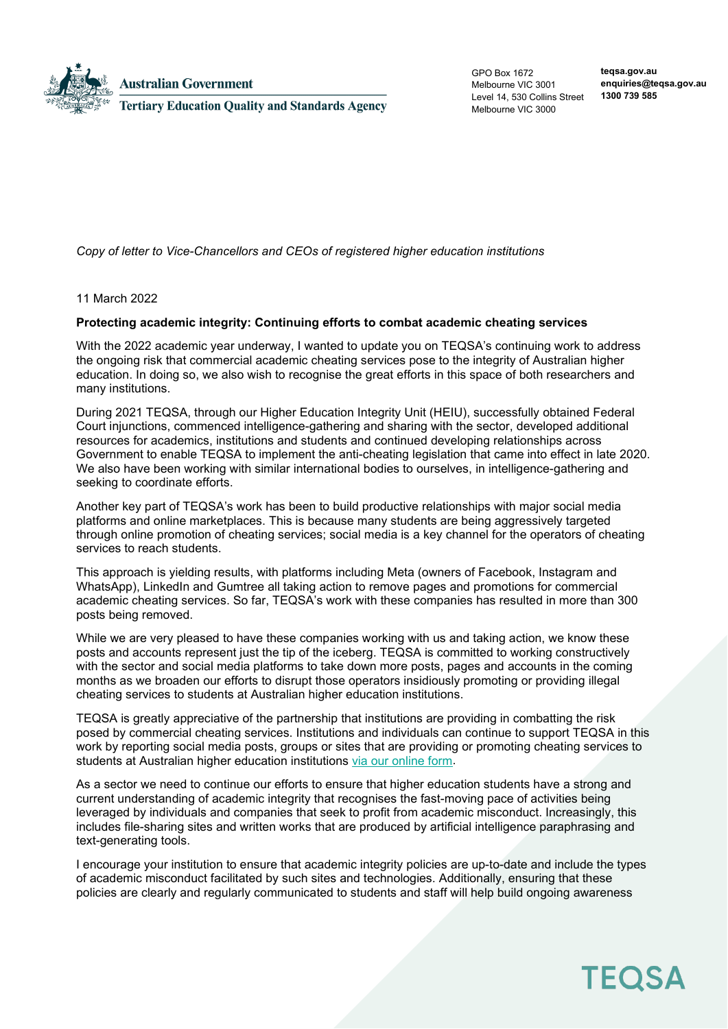**Australian Government**

**Tertiary Education Quality and Standards Agency**

GPO Box 1672
Melbourne VIC 3001
Level 14, 530 Collins Street
Melbourne VIC 3000

**teqsa.gov.au**
**enquiries@teqsa.gov.au**
**1300 739 585**

*Copy of letter to Vice-Chancellors and CEOs of registered higher education institutions*

11 March 2022

**Protecting academic integrity: Continuing efforts to combat academic cheating services**

With the 2022 academic year underway, I wanted to update you on TEQSA's continuing work to address the ongoing risk that commercial academic cheating services pose to the integrity of Australian higher education. In doing so, we also wish to recognise the great efforts in this space of both researchers and many institutions.

During 2021 TEQSA, through our Higher Education Integrity Unit (HEIU), successfully obtained Federal Court injunctions, commenced intelligence-gathering and sharing with the sector, developed additional resources for academics, institutions and students and continued developing relationships across Government to enable TEQSA to implement the anti-cheating legislation that came into effect in late 2020. We also have been working with similar international bodies to ourselves, in intelligence-gathering and seeking to coordinate efforts.

Another key part of TEQSA's work has been to build productive relationships with major social media platforms and online marketplaces. This is because many students are being aggressively targeted through online promotion of cheating services; social media is a key channel for the operators of cheating services to reach students.

This approach is yielding results, with platforms including Meta (owners of Facebook, Instagram and WhatsApp), LinkedIn and Gumtree all taking action to remove pages and promotions for commercial academic cheating services. So far, TEQSA's work with these companies has resulted in more than 300 posts being removed.

While we are very pleased to have these companies working with us and taking action, we know these posts and accounts represent just the tip of the iceberg. TEQSA is committed to working constructively with the sector and social media platforms to take down more posts, pages and accounts in the coming months as we broaden our efforts to disrupt those operators insidiously promoting or providing illegal cheating services to students at Australian higher education institutions.

TEQSA is greatly appreciative of the partnership that institutions are providing in combatting the risk posed by commercial cheating services. Institutions and individuals can continue to support TEQSA in this work by reporting social media posts, groups or sites that are providing or promoting cheating services to students at Australian higher education institutions via our online form.

As a sector we need to continue our efforts to ensure that higher education students have a strong and current understanding of academic integrity that recognises the fast-moving pace of activities being leveraged by individuals and companies that seek to profit from academic misconduct. Increasingly, this includes file-sharing sites and written works that are produced by artificial intelligence paraphrasing and text-generating tools.

I encourage your institution to ensure that academic integrity policies are up-to-date and include the types of academic misconduct facilitated by such sites and technologies. Additionally, ensuring that these policies are clearly and regularly communicated to students and staff will help build ongoing awareness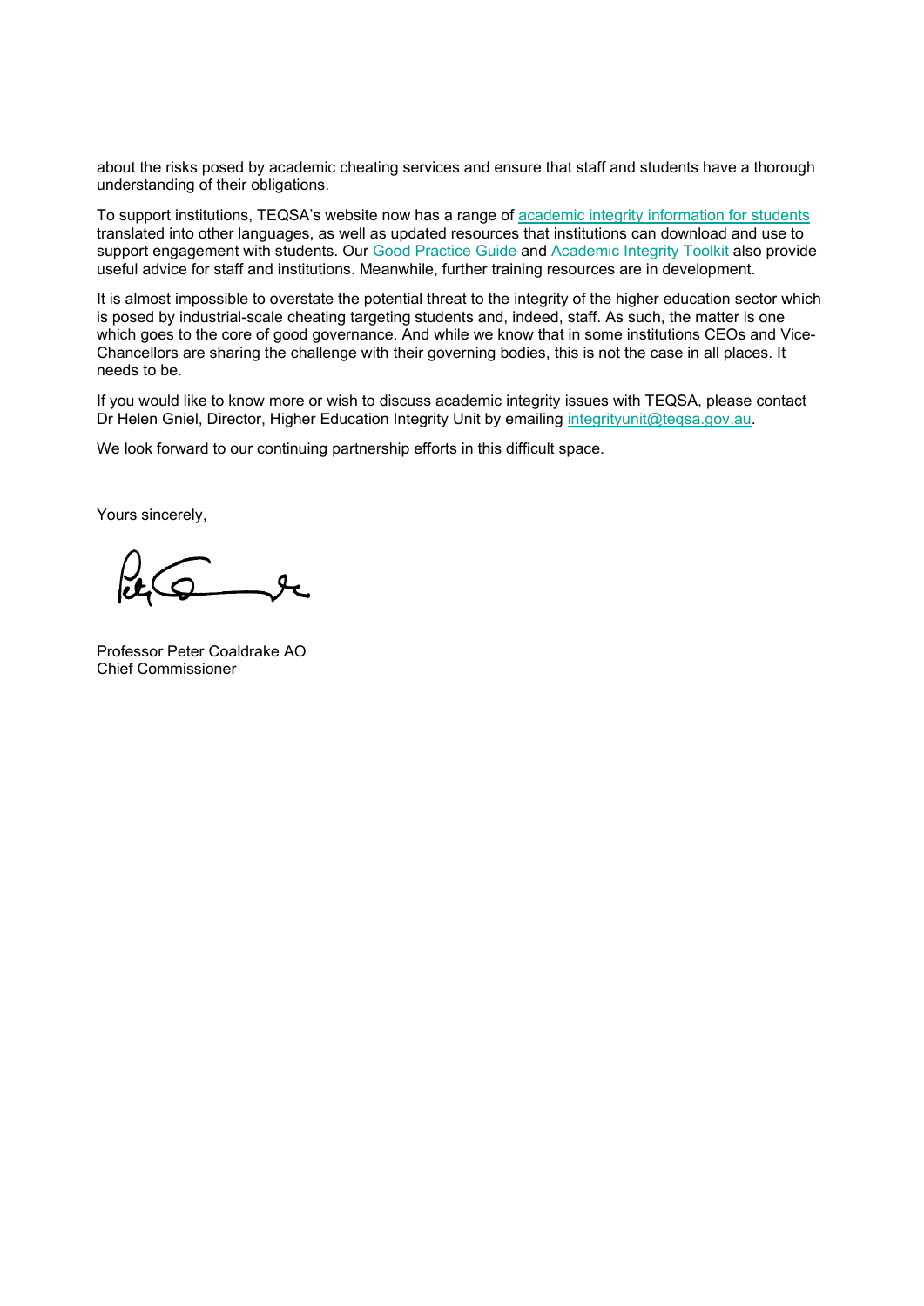about the risks posed by academic cheating services and ensure that staff and students have a thorough understanding of their obligations.

To support institutions, TEQSA's website now has a range of academic integrity information for students translated into other languages, as well as updated resources that institutions can download and use to support engagement with students. Our Good Practice Guide and Academic Integrity Toolkit also provide useful advice for staff and institutions. Meanwhile, further training resources are in development.

It is almost impossible to overstate the potential threat to the integrity of the higher education sector which is posed by industrial-scale cheating targeting students and, indeed, staff. As such, the matter is one which goes to the core of good governance. And while we know that in some institutions CEOs and Vice-Chancellors are sharing the challenge with their governing bodies, this is not the case in all places. It needs to be.

If you would like to know more or wish to discuss academic integrity issues with TEQSA, please contact Dr Helen Gniel, Director, Higher Education Integrity Unit by emailing integrityunit@teqsa.gov.au.

We look forward to our continuing partnership efforts in this difficult space.

Yours sincerely,

Professor Peter Coaldrake AO
Chief Commissioner